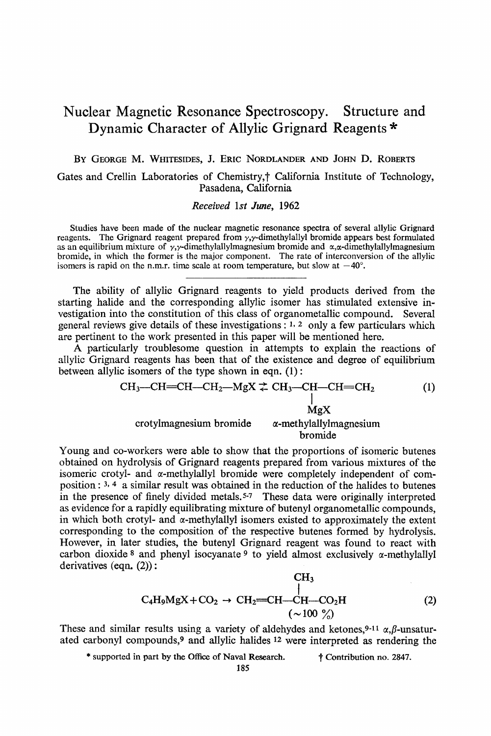# Nuclear Magnetic Resonance Spectroscopy. Structure and Dynamic Character of Allylic Grignard Reagents *

BY GEORGE M. WHITESIDES, J. ERIC NORDLANDER AND JOHN D. ROBERTS

Gates and Crellin Laboratories of Chemistry,† California Institute of Technology, Pasadena, California

*Received 1st June, 1962*

Studies have been made of the nuclear magnetic resonance spectra of several allylic Grignard reagents. The Grignard reagent prepared from $\gamma,\gamma$-dimethylallyl bromide appears best formulated as an equilibrium mixture of $\gamma,\gamma$-dimethylallylmagnesium bromide and $\alpha,\alpha$-dimethylallylmagnesium bromide, in which the former is the major component. The rate of interconversion of the allylic isomers is rapid on the n.m.r. time scale at room temperature, but slow at $-40°$.

---

The ability of allylic Grignard reagents to yield products derived from the starting halide and the corresponding allylic isomer has stimulated extensive investigation into the constitution of this class of organometallic compound. Several general reviews give details of these investigations:[1, 2] only a few particulars which are pertinent to the work presented in this paper will be mentioned here.

A particularly troublesome question in attempts to explain the reactions of allylic Grignard reagents has been that of the existence and degree of equilibrium between allylic isomers of the type shown in eqn. (1):

$$CH_3—CH{=}CH—CH_2—MgX \rightleftarrows CH_3—\underset{\displaystyle MgX}{\underset{|}{CH}}—CH{=}CH_2 \tag{1}$$

crotylmagnesium bromide $\qquad$ $\alpha$-methylallylmagnesium bromide

Young and co-workers were able to show that the proportions of isomeric butenes obtained on hydrolysis of Grignard reagents prepared from various mixtures of the isomeric crotyl- and $\alpha$-methylallyl bromide were completely independent of composition:[3, 4] a similar result was obtained in the reduction of the halides to butenes in the presence of finely divided metals.[5-7] These data were originally interpreted as evidence for a rapidly equilibrating mixture of butenyl organometallic compounds, in which both crotyl- and $\alpha$-methylallyl isomers existed to approximately the extent corresponding to the composition of the respective butenes formed by hydrolysis. However, in later studies, the butenyl Grignard reagent was found to react with carbon dioxide[8] and phenyl isocyanate[9] to yield almost exclusively $\alpha$-methylallyl derivatives (eqn. (2)):

$$C_4H_9MgX + CO_2 \rightarrow CH_2{=}CH—\overset{\displaystyle CH_3}{\overset{|}{CH}}—CO_2H \quad (\sim 100\ \%) \tag{2}$$

These and similar results using a variety of aldehydes and ketones,[9-11] $\alpha,\beta$-unsaturated carbonyl compounds,[9] and allylic halides[12] were interpreted as rendering the

\* supported in part by the Office of Naval Research. $\qquad$ † Contribution no. 2847.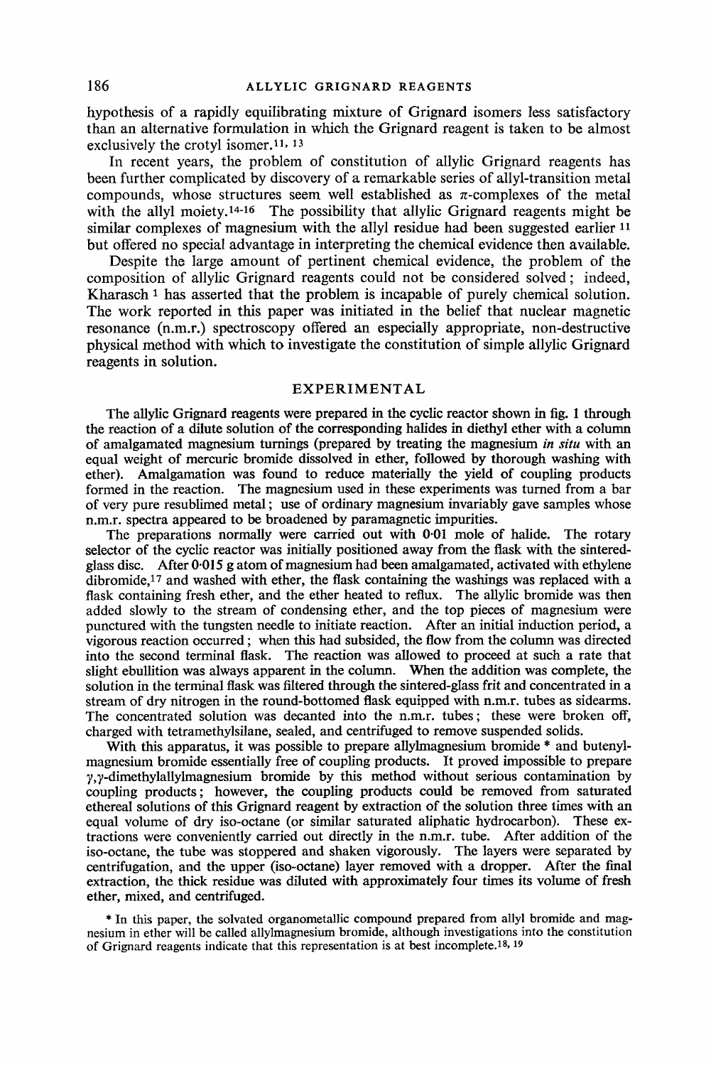hypothesis of a rapidly equilibrating mixture of Grignard isomers less satisfactory than an alternative formulation in which the Grignard reagent is taken to be almost exclusively the crotyl isomer.[11, 13]

In recent years, the problem of constitution of allylic Grignard reagents has been further complicated by discovery of a remarkable series of allyl-transition metal compounds, whose structures seem well established as $\pi$-complexes of the metal with the allyl moiety.[14-16] The possibility that allylic Grignard reagents might be similar complexes of magnesium with the allyl residue had been suggested earlier [11] but offered no special advantage in interpreting the chemical evidence then available.

Despite the large amount of pertinent chemical evidence, the problem of the composition of allylic Grignard reagents could not be considered solved; indeed, Kharasch [1] has asserted that the problem is incapable of purely chemical solution. The work reported in this paper was initiated in the belief that nuclear magnetic resonance (n.m.r.) spectroscopy offered an especially appropriate, non-destructive physical method with which to investigate the constitution of simple allylic Grignard reagents in solution.

## EXPERIMENTAL

The allylic Grignard reagents were prepared in the cyclic reactor shown in fig. 1 through the reaction of a dilute solution of the corresponding halides in diethyl ether with a column of amalgamated magnesium turnings (prepared by treating the magnesium *in situ* with an equal weight of mercuric bromide dissolved in ether, followed by thorough washing with ether). Amalgamation was found to reduce materially the yield of coupling products formed in the reaction. The magnesium used in these experiments was turned from a bar of very pure resublimed metal; use of ordinary magnesium invariably gave samples whose n.m.r. spectra appeared to be broadened by paramagnetic impurities.

The preparations normally were carried out with 0·01 mole of halide. The rotary selector of the cyclic reactor was initially positioned away from the flask with the sintered-glass disc. After 0·015 g atom of magnesium had been amalgamated, activated with ethylene dibromide,[17] and washed with ether, the flask containing the washings was replaced with a flask containing fresh ether, and the ether heated to reflux. The allylic bromide was then added slowly to the stream of condensing ether, and the top pieces of magnesium were punctured with the tungsten needle to initiate reaction. After an initial induction period, a vigorous reaction occurred; when this had subsided, the flow from the column was directed into the second terminal flask. The reaction was allowed to proceed at such a rate that slight ebullition was always apparent in the column. When the addition was complete, the solution in the terminal flask was filtered through the sintered-glass frit and concentrated in a stream of dry nitrogen in the round-bottomed flask equipped with n.m.r. tubes as sidearms. The concentrated solution was decanted into the n.m.r. tubes; these were broken off, charged with tetramethylsilane, sealed, and centrifuged to remove suspended solids.

With this apparatus, it was possible to prepare allylmagnesium bromide * and butenylmagnesium bromide essentially free of coupling products. It proved impossible to prepare $\gamma,\gamma$-dimethylallylmagnesium bromide by this method without serious contamination by coupling products; however, the coupling products could be removed from saturated ethereal solutions of this Grignard reagent by extraction of the solution three times with an equal volume of dry iso-octane (or similar saturated aliphatic hydrocarbon). These extractions were conveniently carried out directly in the n.m.r. tube. After addition of the iso-octane, the tube was stoppered and shaken vigorously. The layers were separated by centrifugation, and the upper (iso-octane) layer removed with a dropper. After the final extraction, the thick residue was diluted with approximately four times its volume of fresh ether, mixed, and centrifuged.

\* In this paper, the solvated organometallic compound prepared from allyl bromide and magnesium in ether will be called allylmagnesium bromide, although investigations into the constitution of Grignard reagents indicate that this representation is at best incomplete.[18, 19]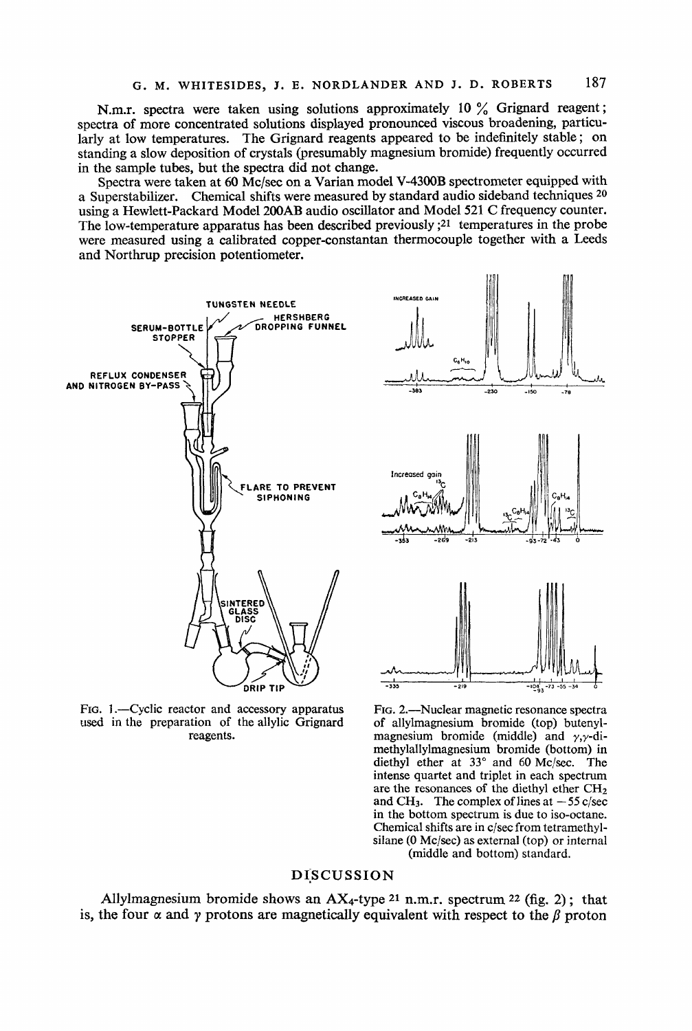N.m.r. spectra were taken using solutions approximately 10 % Grignard reagent; spectra of more concentrated solutions displayed pronounced viscous broadening, particularly at low temperatures. The Grignard reagents appeared to be indefinitely stable; on standing a slow deposition of crystals (presumably magnesium bromide) frequently occurred in the sample tubes, but the spectra did not change.

Spectra were taken at 60 Mc/sec on a Varian model V-4300B spectrometer equipped with a Superstabilizer. Chemical shifts were measured by standard audio sideband techniques [20] using a Hewlett-Packard Model 200AB audio oscillator and Model 521 C frequency counter. The low-temperature apparatus has been described previously;[21] temperatures in the probe were measured using a calibrated copper-constantan thermocouple together with a Leeds and Northrup precision potentiometer.

FIG. 1.—Cyclic reactor and accessory apparatus used in the preparation of the allylic Grignard reagents.

FIG. 2.—Nuclear magnetic resonance spectra of allylmagnesium bromide (top) butenylmagnesium bromide (middle) and $\gamma,\gamma$-dimethylallylmagnesium bromide (bottom) in diethyl ether at 33° and 60 Mc/sec. The intense quartet and triplet in each spectrum are the resonances of the diethyl ether $CH_2$ and $CH_3$. The complex of lines at $-55$ c/sec in the bottom spectrum is due to iso-octane. Chemical shifts are in c/sec from tetramethylsilane (0 Mc/sec) as external (top) or internal (middle and bottom) standard.

## DISCUSSION

Allylmagnesium bromide shows an $AX_4$-type [21] n.m.r. spectrum [22] (fig. 2); that is, the four $\alpha$ and $\gamma$ protons are magnetically equivalent with respect to the $\beta$ proton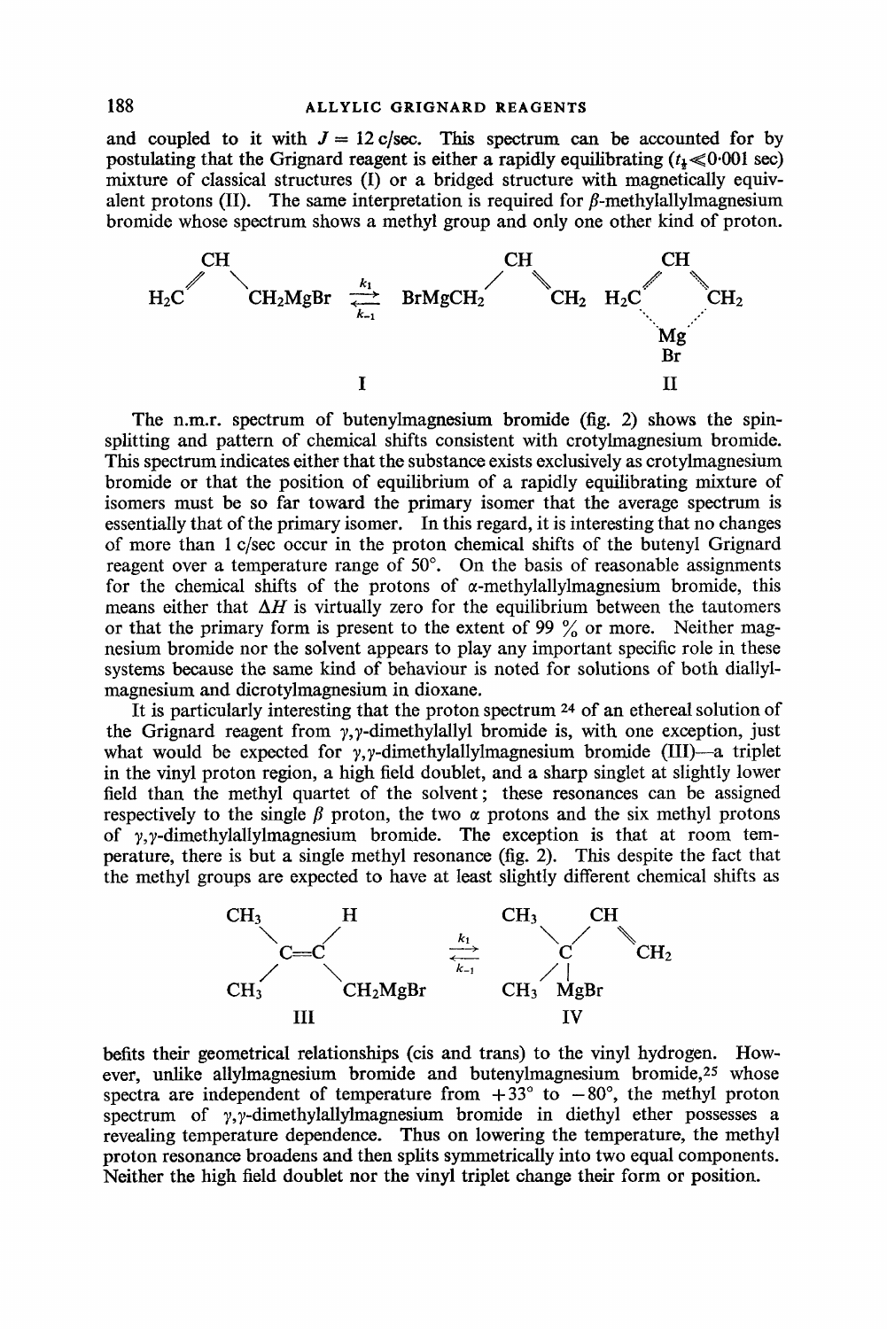and coupled to it with $J = 12$ c/sec. This spectrum can be accounted for by postulating that the Grignard reagent is either a rapidly equilibrating ($t_{\frac{1}{2}} \ll 0{\cdot}001$ sec) mixture of classical structures (I) or a bridged structure with magnetically equivalent protons (II). The same interpretation is required for $\beta$-methylallylmagnesium bromide whose spectrum shows a methyl group and only one other kind of proton.

$$H_2C{=}CH{-}CH_2MgBr \underset{k_{-1}}{\overset{k_1}{\rightleftharpoons}} BrMgCH_2{-}CH{=}CH_2 \qquad H_2C{\cdots}CH{\cdots}CH_2 \ (\text{bridged via } MgBr)$$

I &emsp;&emsp;&emsp;&emsp;&emsp;&emsp;&emsp;&emsp;&emsp;&emsp; II

The n.m.r. spectrum of butenylmagnesium bromide (fig. 2) shows the spin-splitting and pattern of chemical shifts consistent with crotylmagnesium bromide. This spectrum indicates either that the substance exists exclusively as crotylmagnesium bromide or that the position of equilibrium of a rapidly equilibrating mixture of isomers must be so far toward the primary isomer that the average spectrum is essentially that of the primary isomer. In this regard, it is interesting that no changes of more than 1 c/sec occur in the proton chemical shifts of the butenyl Grignard reagent over a temperature range of 50°. On the basis of reasonable assignments for the chemical shifts of the protons of $\alpha$-methylallylmagnesium bromide, this means either that $\Delta H$ is virtually zero for the equilibrium between the tautomers or that the primary form is present to the extent of 99 % or more. Neither magnesium bromide nor the solvent appears to play any important specific role in these systems because the same kind of behaviour is noted for solutions of both diallylmagnesium and dicrotylmagnesium in dioxane.

It is particularly interesting that the proton spectrum [24] of an ethereal solution of the Grignard reagent from $\gamma,\gamma$-dimethylallyl bromide is, with one exception, just what would be expected for $\gamma,\gamma$-dimethylallylmagnesium bromide (III)—a triplet in the vinyl proton region, a high field doublet, and a sharp singlet at slightly lower field than the methyl quartet of the solvent; these resonances can be assigned respectively to the single $\beta$ proton, the two $\alpha$ protons and the six methyl protons of $\gamma,\gamma$-dimethylallylmagnesium bromide. The exception is that at room temperature, there is but a single methyl resonance (fig. 2). This despite the fact that the methyl groups are expected to have at least slightly different chemical shifts as

$$(CH_3)_2C{=}CH{-}CH_2MgBr \underset{k_{-1}}{\overset{k_1}{\rightleftharpoons}} (CH_3)_2C(MgBr){-}CH{=}CH_2$$

III &emsp;&emsp;&emsp;&emsp;&emsp;&emsp;&emsp;&emsp;&emsp;&emsp; IV

befits their geometrical relationships (cis and trans) to the vinyl hydrogen. However, unlike allylmagnesium bromide and butenylmagnesium bromide,[25] whose spectra are independent of temperature from +33° to −80°, the methyl proton spectrum of $\gamma,\gamma$-dimethylallylmagnesium bromide in diethyl ether possesses a revealing temperature dependence. Thus on lowering the temperature, the methyl proton resonance broadens and then splits symmetrically into two equal components. Neither the high field doublet nor the vinyl triplet change their form or position.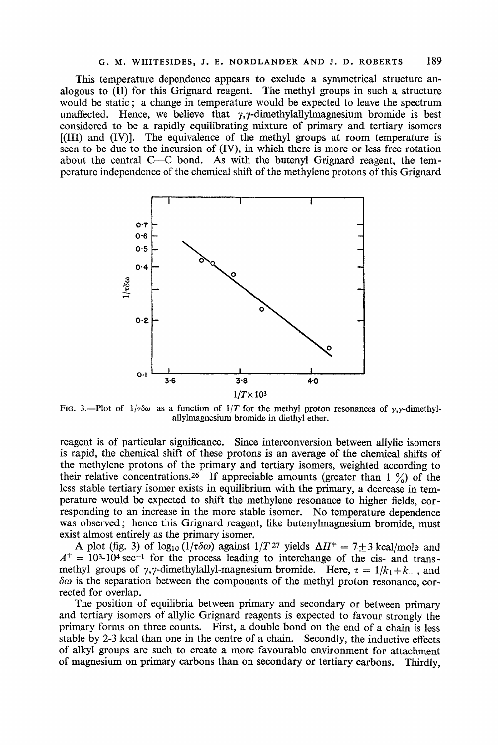This temperature dependence appears to exclude a symmetrical structure analogous to (II) for this Grignard reagent. The methyl groups in such a structure would be static; a change in temperature would be expected to leave the spectrum unaffected. Hence, we believe that $\gamma,\gamma$-dimethylallylmagnesium bromide is best considered to be a rapidly equilibrating mixture of primary and tertiary isomers [(III) and (IV)]. The equivalence of the methyl groups at room temperature is seen to be due to the incursion of (IV), in which there is more or less free rotation about the central C—C bond. As with the butenyl Grignard reagent, the temperature independence of the chemical shift of the methylene protons of this Grignard reagent is of particular significance. Since interconversion between allylic isomers is rapid, the chemical shift of these protons is an average of the chemical shifts of the methylene protons of the primary and tertiary isomers, weighted according to their relative concentrations.[26] If appreciable amounts (greater than 1 %) of the less stable tertiary isomer exists in equilibrium with the primary, a decrease in temperature would be expected to shift the methylene resonance to higher fields, corresponding to an increase in the more stable isomer. No temperature dependence was observed; hence this Grignard reagent, like butenylmagnesium bromide, must exist almost entirely as the primary isomer.

FIG. 3.—Plot of $1/\tau\delta\omega$ as a function of $1/T$ for the methyl proton resonances of $\gamma,\gamma$-dimethylallylmagnesium bromide in diethyl ether.

A plot (fig. 3) of $\log_{10}(1/\tau\delta\omega)$ against $1/T$[27] yields $\Delta H^{+} = 7 \pm 3$ kcal/mole and $A^{+} = 10^{3}$-$10^{4}$ sec$^{-1}$ for the process leading to interchange of the cis- and trans-methyl groups of $\gamma,\gamma$-dimethylallyl-magnesium bromide. Here, $\tau = 1/k_1 + k_{-1}$, and $\delta\omega$ is the separation between the components of the methyl proton resonance, corrected for overlap.

The position of equilibria between primary and secondary or between primary and tertiary isomers of allylic Grignard reagents is expected to favour strongly the primary forms on three counts. First, a double bond on the end of a chain is less stable by 2-3 kcal than one in the centre of a chain. Secondly, the inductive effects of alkyl groups are such to create a more favourable environment for attachment of magnesium on primary carbons than on secondary or tertiary carbons. Thirdly,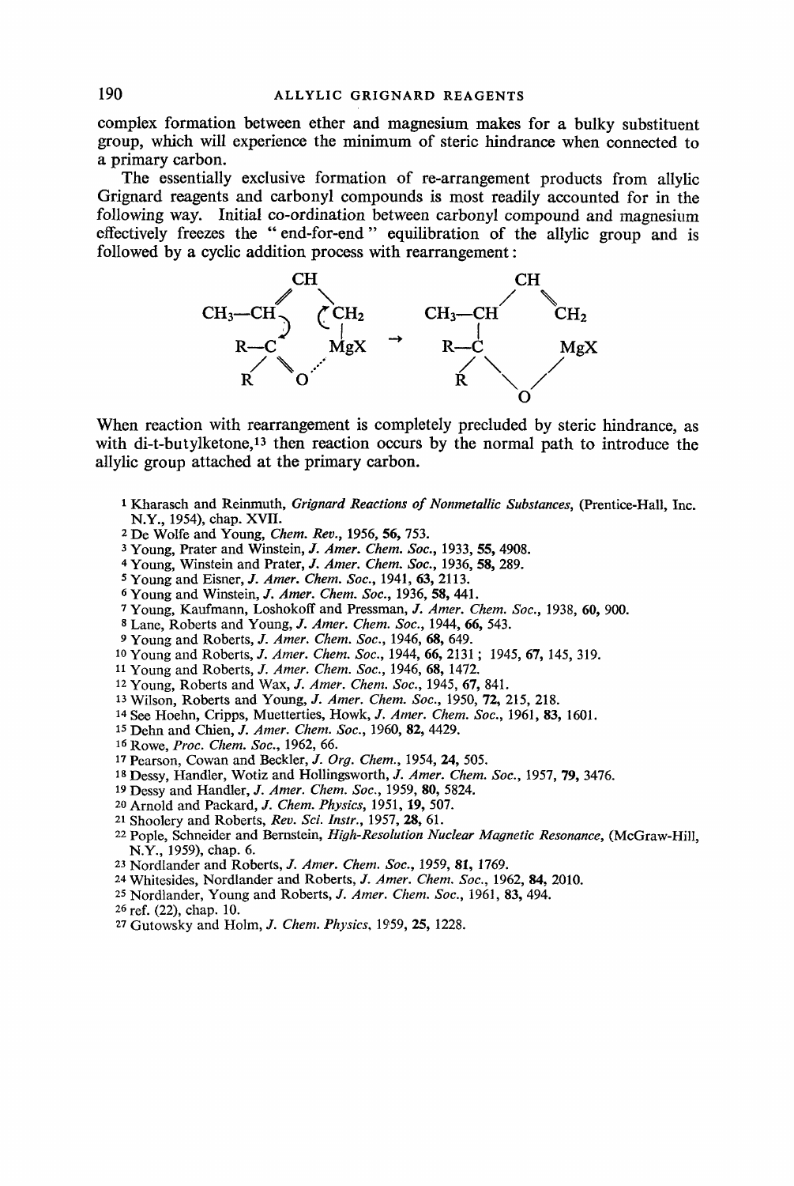complex formation between ether and magnesium makes for a bulky substituent group, which will experience the minimum of steric hindrance when connected to a primary carbon.

The essentially exclusive formation of re-arrangement products from allylic Grignard reagents and carbonyl compounds is most readily accounted for in the following way. Initial co-ordination between carbonyl compound and magnesium effectively freezes the "end-for-end" equilibration of the allylic group and is followed by a cyclic addition process with rearrangement:

```
            CH                              CH
          //  \                            /  \
CH3—CH         CH2            CH3—CH          CH2
      \        |                   |
R—C            MgX     →      R—C              MgX
  / \        .                 / \            /
 R    O ·  ·                  R    \        /
                                     O
```

When reaction with rearrangement is completely precluded by steric hindrance, as with di-t-butylketone,[13] then reaction occurs by the normal path to introduce the allylic group attached at the primary carbon.

[1] Kharasch and Reinmuth, *Grignard Reactions of Nonmetallic Substances*, (Prentice-Hall, Inc. N.Y., 1954), chap. XVII.

[2] De Wolfe and Young, *Chem. Rev.*, 1956, **56**, 753.

[3] Young, Prater and Winstein, *J. Amer. Chem. Soc.*, 1933, **55**, 4908.

[4] Young, Winstein and Prater, *J. Amer. Chem. Soc.*, 1936, **58**, 289.

[5] Young and Eisner, *J. Amer. Chem. Soc.*, 1941, **63**, 2113.

[6] Young and Winstein, *J. Amer. Chem. Soc.*, 1936, **58**, 441.

[7] Young, Kaufmann, Loshokoff and Pressman, *J. Amer. Chem. Soc.*, 1938, **60**, 900.

[8] Lane, Roberts and Young, *J. Amer. Chem. Soc.*, 1944, **66**, 543.

[9] Young and Roberts, *J. Amer. Chem. Soc.*, 1946, **68**, 649.

[10] Young and Roberts, *J. Amer. Chem. Soc.*, 1944, **66**, 2131; 1945, **67**, 145, 319.

[11] Young and Roberts, *J. Amer. Chem. Soc.*, 1946, **68**, 1472.

[12] Young, Roberts and Wax, *J. Amer. Chem. Soc.*, 1945, **67**, 841.

[13] Wilson, Roberts and Young, *J. Amer. Chem. Soc.*, 1950, **72**, 215, 218.

[14] See Hoehn, Cripps, Muetterties, Howk, *J. Amer. Chem. Soc.*, 1961, **83**, 1601.

[15] Dehn and Chien, *J. Amer. Chem. Soc.*, 1960, **82**, 4429.

[16] Rowe, *Proc. Chem. Soc.*, 1962, 66.

[17] Pearson, Cowan and Beckler, *J. Org. Chem.*, 1954, **24**, 505.

[18] Dessy, Handler, Wotiz and Hollingsworth, *J. Amer. Chem. Soc.*, 1957, **79**, 3476.

[19] Dessy and Handler, *J. Amer. Chem. Soc.*, 1959, **80**, 5824.

[20] Arnold and Packard, *J. Chem. Physics*, 1951, **19**, 507.

[21] Shoolery and Roberts, *Rev. Sci. Instr.*, 1957, **28**, 61.

[22] Pople, Schneider and Bernstein, *High-Resolution Nuclear Magnetic Resonance*, (McGraw-Hill, N.Y., 1959), chap. 6.

[23] Nordlander and Roberts, *J. Amer. Chem. Soc.*, 1959, **81**, 1769.

[24] Whitesides, Nordlander and Roberts, *J. Amer. Chem. Soc.*, 1962, **84**, 2010.

[25] Nordlander, Young and Roberts, *J. Amer. Chem. Soc.*, 1961, **83**, 494.

[26] ref. (22), chap. 10.

[27] Gutowsky and Holm, *J. Chem. Physics*, 1959, **25**, 1228.